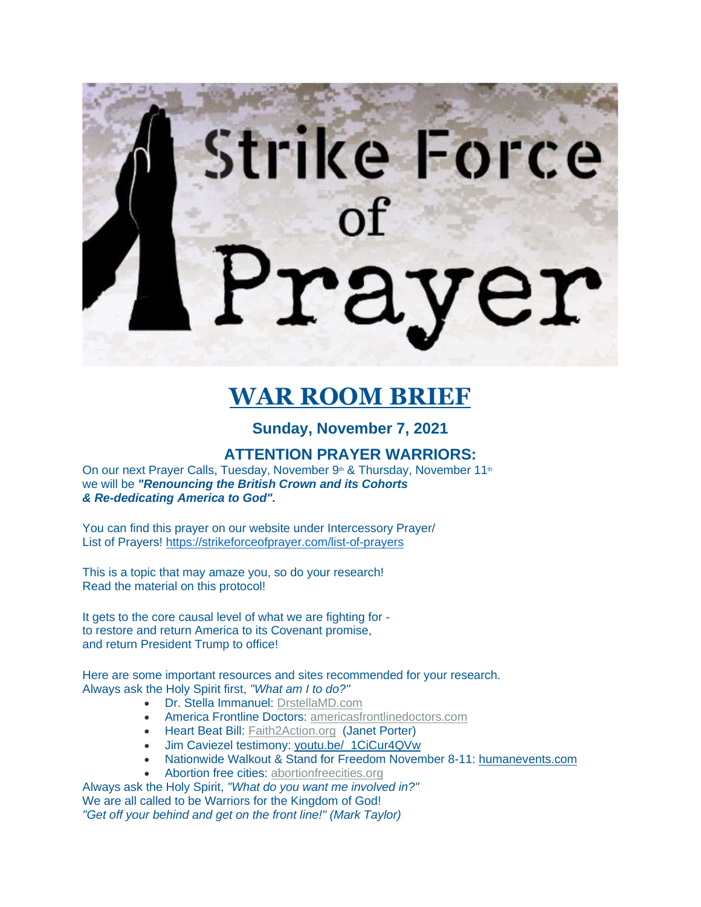# Strike Force of Prayer

## WAR ROOM BRIEF

### Sunday, November 7, 2021

### ATTENTION PRAYER WARRIORS:

On our next Prayer Calls, Tuesday, November 9th & Thursday, November 11th
we will be ***"Renouncing the British Crown and its Cohorts
& Re-dedicating America to God".***

You can find this prayer on our website under Intercessory Prayer/
List of Prayers! https://strikeforceofprayer.com/list-of-prayers

This is a topic that may amaze you, so do your research!
Read the material on this protocol!

It gets to the core causal level of what we are fighting for -
to restore and return America to its Covenant promise,
and return President Trump to office!

Here are some important resources and sites recommended for your research.
Always ask the Holy Spirit first, *"What am I to do?"*

- Dr. Stella Immanuel: DrstellaMD.com
- America Frontline Doctors: americasfrontlinedoctors.com
- Heart Beat Bill: Faith2Action.org (Janet Porter)
- Jim Caviezel testimony: youtu.be/_1CiCur4QVw
- Nationwide Walkout & Stand for Freedom November 8-11: humanevents.com
- Abortion free cities: abortionfreecities.org

Always ask the Holy Spirit, *"What do you want me involved in?"*
We are all called to be Warriors for the Kingdom of God!
*"Get off your behind and get on the front line!" (Mark Taylor)*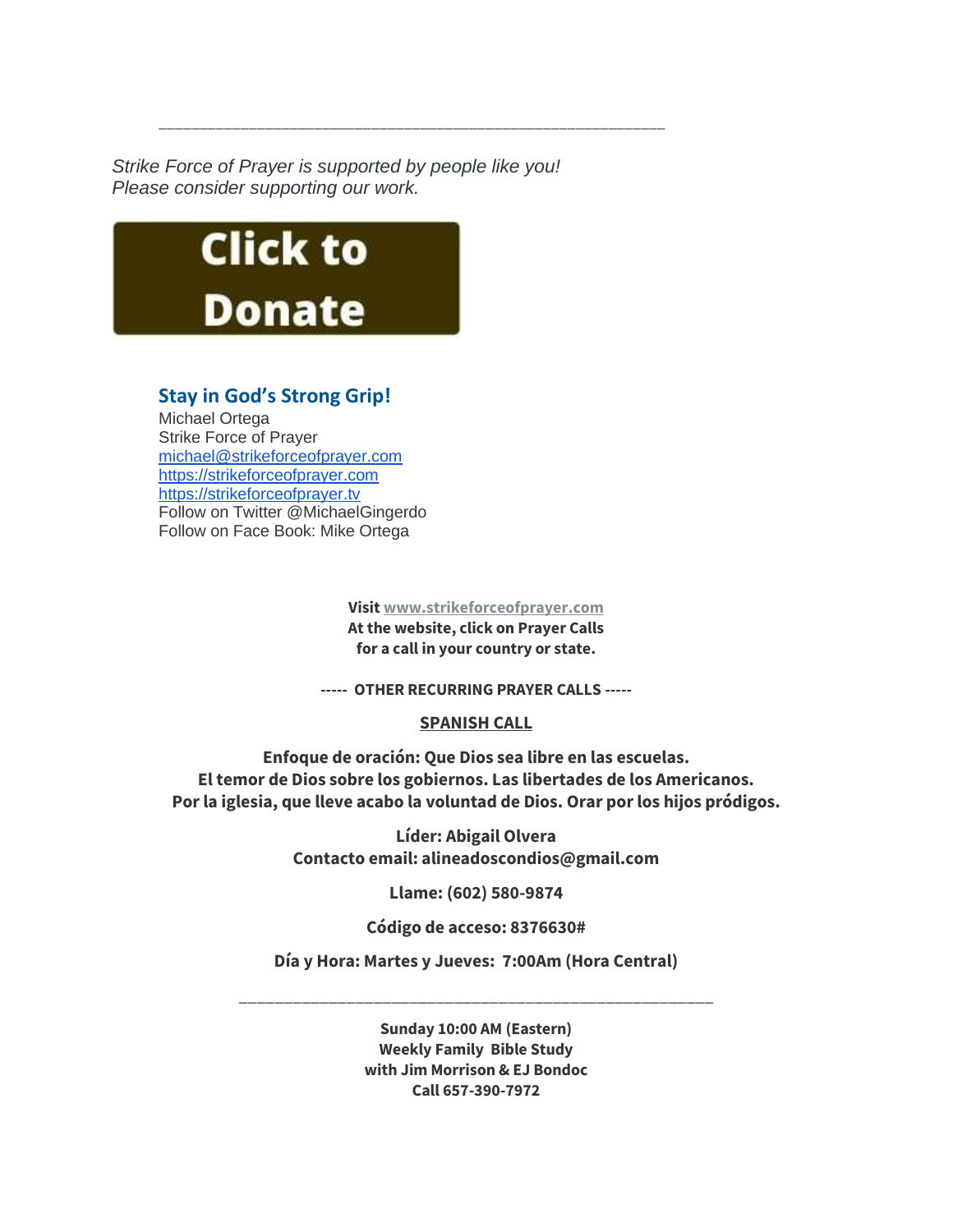---

*Strike Force of Prayer is supported by people like you!*
*Please consider supporting our work.*

**Click to Donate**

### Stay in God's Strong Grip!

Michael Ortega
Strike Force of Prayer
michael@strikeforceofprayer.com
https://strikeforceofprayer.com
https://strikeforceofprayer.tv
Follow on Twitter @MichaelGingerdo
Follow on Face Book: Mike Ortega

**Visit www.strikeforceofprayer.com**
**At the website, click on Prayer Calls**
**for a call in your country or state.**

**----- OTHER RECURRING PRAYER CALLS -----**

**SPANISH CALL**

**Enfoque de oración: Que Dios sea libre en las escuelas.**
**El temor de Dios sobre los gobiernos. Las libertades de los Americanos.**
**Por la iglesia, que lleve acabo la voluntad de Dios. Orar por los hijos pródigos.**

**Líder: Abigail Olvera**
**Contacto email: alineadoscondios@gmail.com**

**Llame: (602) 580-9874**

**Código de acceso: 8376630#**

**Día y Hora: Martes y Jueves: 7:00Am (Hora Central)**

---

**Sunday 10:00 AM (Eastern)**
**Weekly Family Bible Study**
**with Jim Morrison & EJ Bondoc**
**Call 657-390-7972**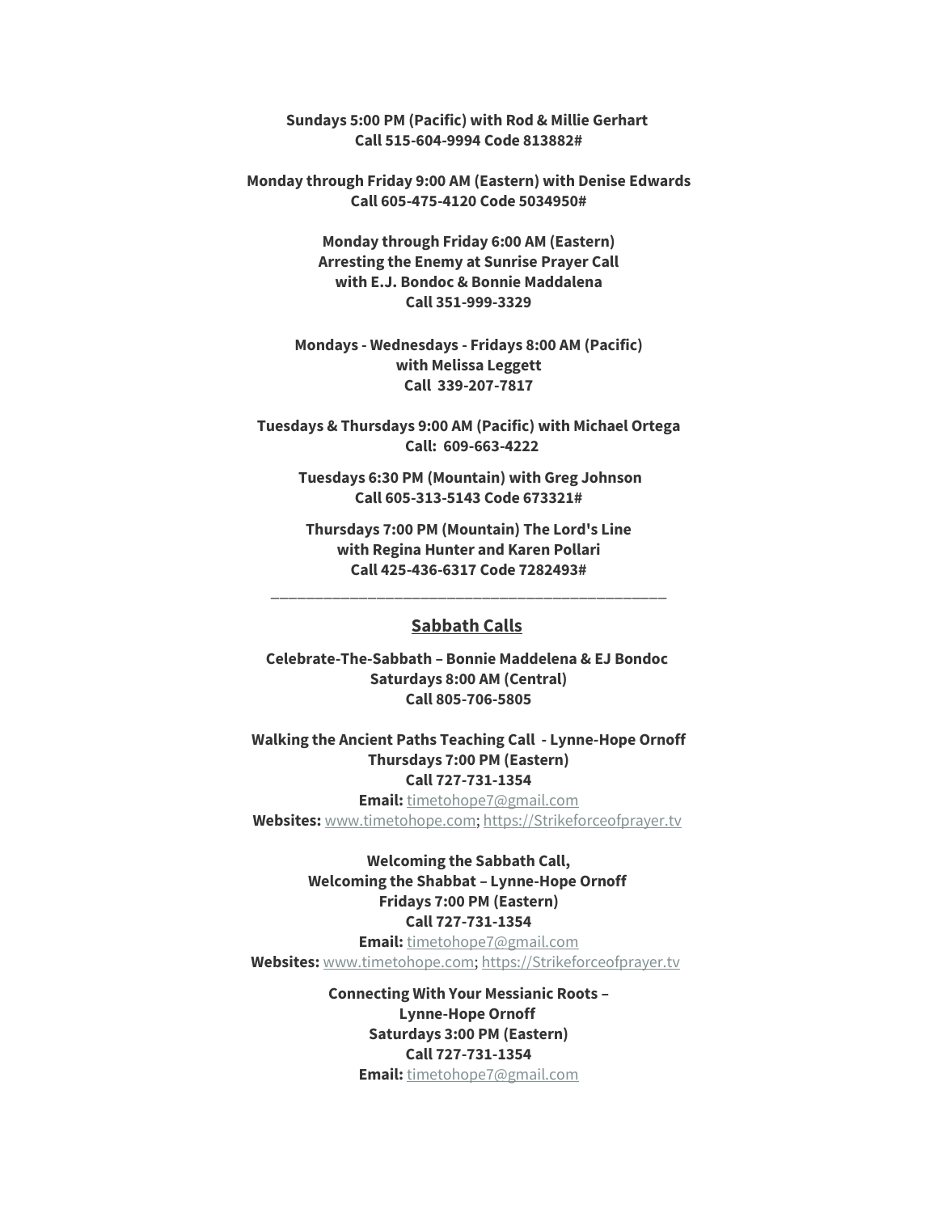**Sundays 5:00 PM (Pacific) with Rod & Millie Gerhart**
**Call 515-604-9994 Code 813882#**

**Monday through Friday 9:00 AM (Eastern) with Denise Edwards**
**Call 605-475-4120 Code 5034950#**

**Monday through Friday 6:00 AM (Eastern)**
**Arresting the Enemy at Sunrise Prayer Call**
**with E.J. Bondoc & Bonnie Maddalena**
**Call 351-999-3329**

**Mondays - Wednesdays - Fridays 8:00 AM (Pacific)**
**with Melissa Leggett**
**Call 339-207-7817**

**Tuesdays & Thursdays 9:00 AM (Pacific) with Michael Ortega**
**Call: 609-663-4222**

**Tuesdays 6:30 PM (Mountain) with Greg Johnson**
**Call 605-313-5143 Code 673321#**

**Thursdays 7:00 PM (Mountain) The Lord's Line**
**with Regina Hunter and Karen Pollari**
**Call 425-436-6317 Code 7282493#**

---

## Sabbath Calls

**Celebrate-The-Sabbath – Bonnie Maddelena & EJ Bondoc**
**Saturdays 8:00 AM (Central)**
**Call 805-706-5805**

**Walking the Ancient Paths Teaching Call - Lynne-Hope Ornoff**
**Thursdays 7:00 PM (Eastern)**
**Call 727-731-1354**
**Email:** timetohope7@gmail.com
**Websites:** www.timetohope.com; https://Strikeforceofprayer.tv

**Welcoming the Sabbath Call,**
**Welcoming the Shabbat – Lynne-Hope Ornoff**
**Fridays 7:00 PM (Eastern)**
**Call 727-731-1354**
**Email:** timetohope7@gmail.com
**Websites:** www.timetohope.com; https://Strikeforceofprayer.tv

**Connecting With Your Messianic Roots –**
**Lynne-Hope Ornoff**
**Saturdays 3:00 PM (Eastern)**
**Call 727-731-1354**
**Email:** timetohope7@gmail.com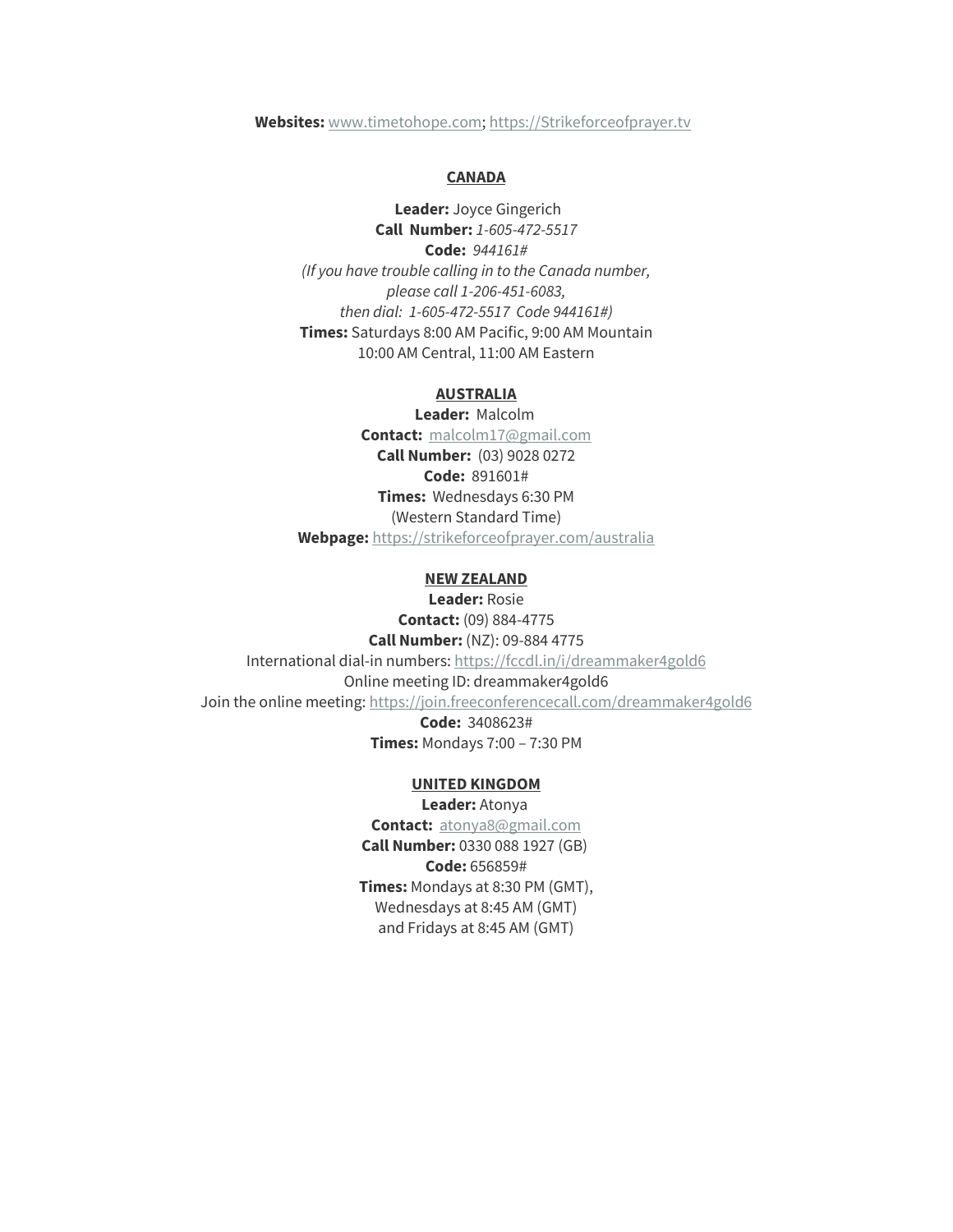**Websites:** www.timetohope.com; https://Strikeforceofprayer.tv

## CANADA

**Leader:** Joyce Gingerich
**Call Number:** *1-605-472-5517*
**Code:** *944161#*
*(If you have trouble calling in to the Canada number, please call 1-206-451-6083, then dial: 1-605-472-5517 Code 944161#)*
**Times:** Saturdays 8:00 AM Pacific, 9:00 AM Mountain 10:00 AM Central, 11:00 AM Eastern

## AUSTRALIA

**Leader:** Malcolm
**Contact:** malcolm17@gmail.com
**Call Number:** (03) 9028 0272
**Code:** 891601#
**Times:** Wednesdays 6:30 PM (Western Standard Time)
**Webpage:** https://strikeforceofprayer.com/australia

## NEW ZEALAND

**Leader:** Rosie
**Contact:** (09) 884-4775
**Call Number:** (NZ): 09-884 4775
International dial-in numbers: https://fccdl.in/i/dreammaker4gold6
Online meeting ID: dreammaker4gold6
Join the online meeting: https://join.freeconferencecall.com/dreammaker4gold6
**Code:** 3408623#
**Times:** Mondays 7:00 – 7:30 PM

## UNITED KINGDOM

**Leader:** Atonya
**Contact:** atonya8@gmail.com
**Call Number:** 0330 088 1927 (GB)
**Code:** 656859#
**Times:** Mondays at 8:30 PM (GMT), Wednesdays at 8:45 AM (GMT) and Fridays at 8:45 AM (GMT)